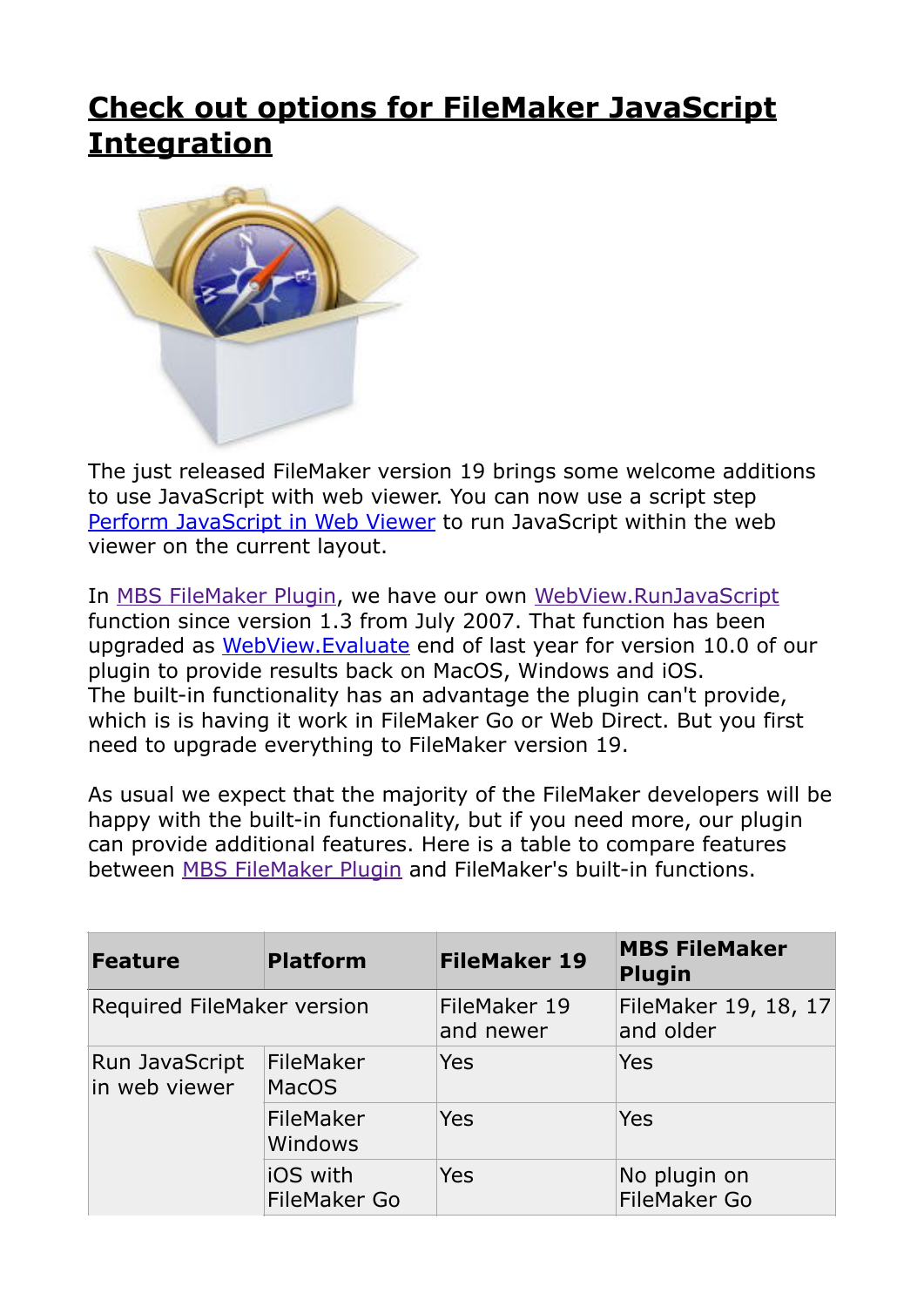# Check out options for FileMaker JavaScript Integration

The just released FileMaker version 19 brings some welcome additions to use JavaScript with web viewer. You can now use a script step Perform JavaScript in Web Viewer to run JavaScript within the web viewer on the current layout.

In MBS FileMaker Plugin, we have our own WebView.RunJavaScript function since version 1.3 from July 2007. That function has been upgraded as WebView.Evaluate end of last year for version 10.0 of our plugin to provide results back on MacOS, Windows and iOS.
The built-in functionality has an advantage the plugin can't provide, which is is having it work in FileMaker Go or Web Direct. But you first need to upgrade everything to FileMaker version 19.

As usual we expect that the majority of the FileMaker developers will be happy with the built-in functionality, but if you need more, our plugin can provide additional features. Here is a table to compare features between MBS FileMaker Plugin and FileMaker's built-in functions.

| Feature | Platform | FileMaker 19 | MBS FileMaker Plugin |
|---|---|---|---|
| Required FileMaker version | | FileMaker 19 and newer | FileMaker 19, 18, 17 and older |
| Run JavaScript in web viewer | FileMaker MacOS | Yes | Yes |
| | FileMaker Windows | Yes | Yes |
| | iOS with FileMaker Go | Yes | No plugin on FileMaker Go |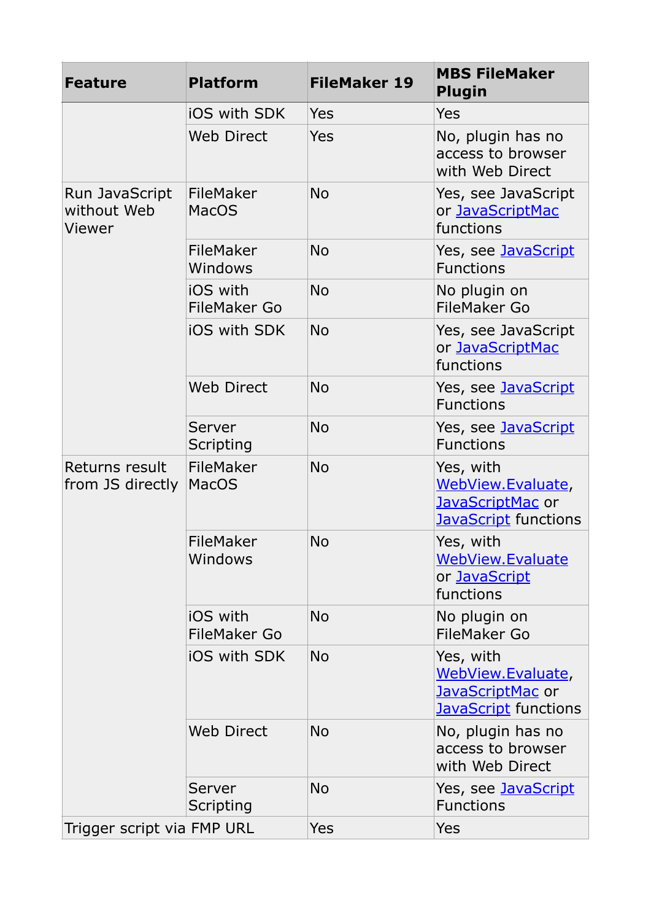| Feature | Platform | FileMaker 19 | MBS FileMaker Plugin |
| --- | --- | --- | --- |
| | iOS with SDK | Yes | Yes |
| | Web Direct | Yes | No, plugin has no access to browser with Web Direct |
| Run JavaScript without Web Viewer | FileMaker MacOS | No | Yes, see JavaScript or JavaScriptMac functions |
| | FileMaker Windows | No | Yes, see JavaScript Functions |
| | iOS with FileMaker Go | No | No plugin on FileMaker Go |
| | iOS with SDK | No | Yes, see JavaScript or JavaScriptMac functions |
| | Web Direct | No | Yes, see JavaScript Functions |
| | Server Scripting | No | Yes, see JavaScript Functions |
| Returns result from JS directly | FileMaker MacOS | No | Yes, with WebView.Evaluate, JavaScriptMac or JavaScript functions |
| | FileMaker Windows | No | Yes, with WebView.Evaluate or JavaScript functions |
| | iOS with FileMaker Go | No | No plugin on FileMaker Go |
| | iOS with SDK | No | Yes, with WebView.Evaluate, JavaScriptMac or JavaScript functions |
| | Web Direct | No | No, plugin has no access to browser with Web Direct |
| | Server Scripting | No | Yes, see JavaScript Functions |
| Trigger script via FMP URL | | Yes | Yes |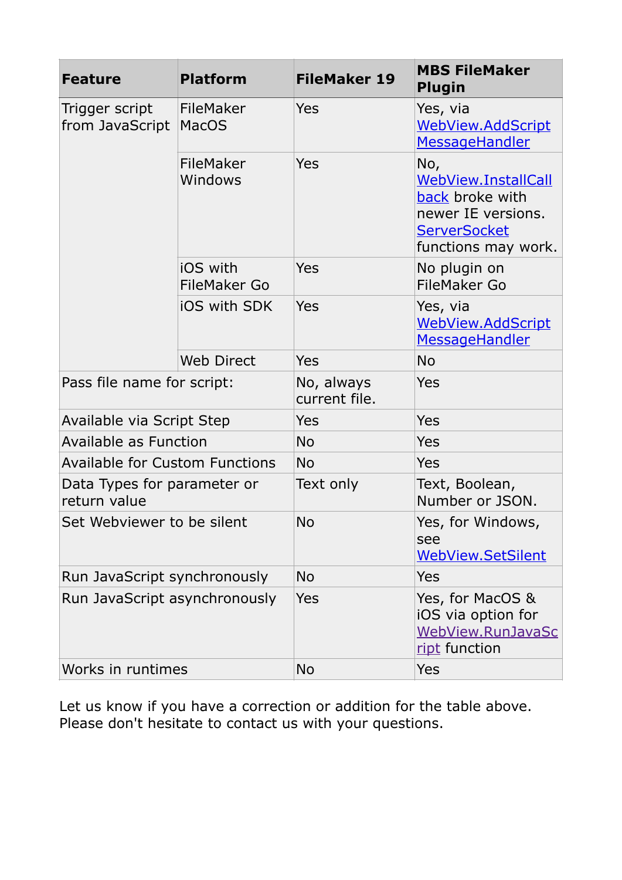| Feature | Platform | FileMaker 19 | MBS FileMaker Plugin |
|---|---|---|---|
| Trigger script from JavaScript | FileMaker MacOS | Yes | Yes, via WebView.AddScriptMessageHandler |
| | FileMaker Windows | Yes | No, WebView.InstallCallback broke with newer IE versions. ServerSocket functions may work. |
| | iOS with FileMaker Go | Yes | No plugin on FileMaker Go |
| | iOS with SDK | Yes | Yes, via WebView.AddScriptMessageHandler |
| | Web Direct | Yes | No |
| Pass file name for script: | | No, always current file. | Yes |
| Available via Script Step | | Yes | Yes |
| Available as Function | | No | Yes |
| Available for Custom Functions | | No | Yes |
| Data Types for parameter or return value | | Text only | Text, Boolean, Number or JSON. |
| Set Webviewer to be silent | | No | Yes, for Windows, see WebView.SetSilent |
| Run JavaScript synchronously | | No | Yes |
| Run JavaScript asynchronously | | Yes | Yes, for MacOS & iOS via option for WebView.RunJavaScript function |
| Works in runtimes | | No | Yes |

Let us know if you have a correction or addition for the table above.
Please don't hesitate to contact us with your questions.